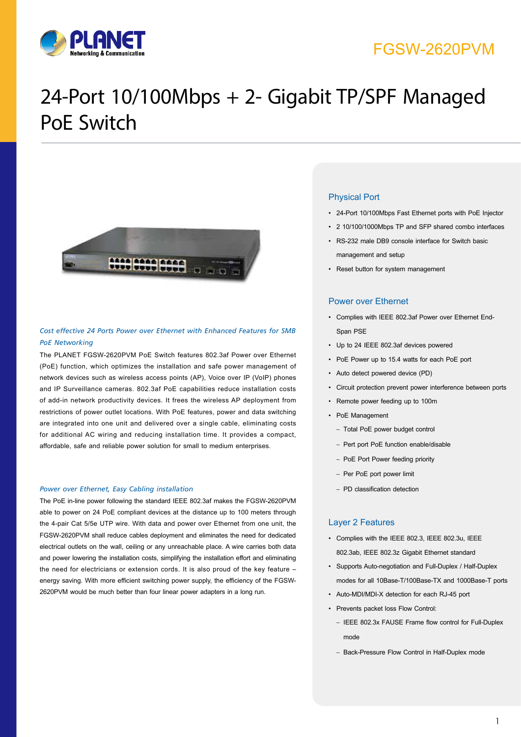FGSW-2620PVM

# 24-Port 10/100Mbps + 2- Gigabit TP/SPF Managed PoE Switch

### *Cost effective 24 Ports Power over Ethernet with Enhanced Features for SMB PoE Networking*

The PLANET FGSW-2620PVM PoE Switch features 802.3af Power over Ethernet (PoE) function, which optimizes the installation and safe power management of network devices such as wireless access points (AP), Voice over IP (VoIP) phones and IP Surveillance cameras. 802.3af PoE capabilities reduce installation costs of add-in network productivity devices. It frees the wireless AP deployment from restrictions of power outlet locations. With PoE features, power and data switching are integrated into one unit and delivered over a single cable, eliminating costs for additional AC wiring and reducing installation time. It provides a compact, affordable, safe and reliable power solution for small to medium enterprises.

### *Power over Ethernet, Easy Cabling installation*

The PoE in-line power following the standard IEEE 802.3af makes the FGSW-2620PVM able to power on 24 PoE compliant devices at the distance up to 100 meters through the 4-pair Cat 5/5e UTP wire. With data and power over Ethernet from one unit, the FGSW-2620PVM shall reduce cables deployment and eliminates the need for dedicated electrical outlets on the wall, ceiling or any unreachable place. A wire carries both data and power lowering the installation costs, simplifying the installation effort and eliminating the need for electricians or extension cords. It is also proud of the key feature – energy saving. With more efficient switching power supply, the efficiency of the FGSW-2620PVM would be much better than four linear power adapters in a long run.

## Physical Port

- 24-Port 10/100Mbps Fast Ethernet ports with PoE Injector
- 2 10/100/1000Mbps TP and SFP shared combo interfaces
- RS-232 male DB9 console interface for Switch basic management and setup
- Reset button for system management

## Power over Ethernet

- Complies with IEEE 802.3af Power over Ethernet End-Span PSE
- Up to 24 IEEE 802.3af devices powered
- PoE Power up to 15.4 watts for each PoE port
- Auto detect powered device (PD)
- Circuit protection prevent power interference between ports
- Remote power feeding up to 100m
- PoE Management
  - Total PoE power budget control
  - Pert port PoE function enable/disable
  - PoE Port Power feeding priority
  - Per PoE port power limit
  - PD classification detection

## Layer 2 Features

- Complies with the IEEE 802.3, IEEE 802.3u, IEEE 802.3ab, IEEE 802.3z Gigabit Ethernet standard
- Supports Auto-negotiation and Full-Duplex / Half-Duplex modes for all 10Base-T/100Base-TX and 1000Base-T ports
- Auto-MDI/MDI-X detection for each RJ-45 port
- Prevents packet loss Flow Control:
  - IEEE 802.3x FAUSE Frame flow control for Full-Duplex mode
  - Back-Pressure Flow Control in Half-Duplex mode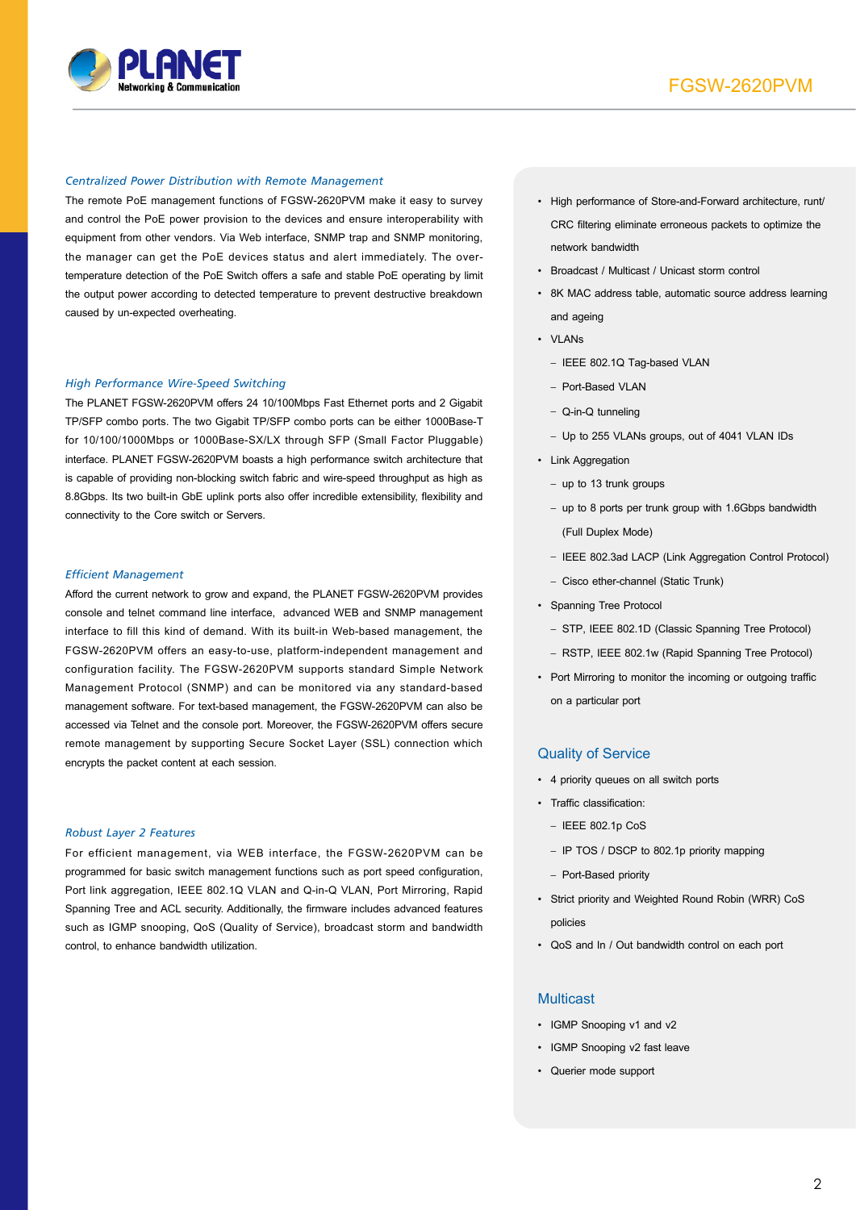### *Centralized Power Distribution with Remote Management*

The remote PoE management functions of FGSW-2620PVM make it easy to survey and control the PoE power provision to the devices and ensure interoperability with equipment from other vendors. Via Web interface, SNMP trap and SNMP monitoring, the manager can get the PoE devices status and alert immediately. The over-temperature detection of the PoE Switch offers a safe and stable PoE operating by limit the output power according to detected temperature to prevent destructive breakdown caused by un-expected overheating.

### *High Performance Wire-Speed Switching*

The PLANET FGSW-2620PVM offers 24 10/100Mbps Fast Ethernet ports and 2 Gigabit TP/SFP combo ports. The two Gigabit TP/SFP combo ports can be either 1000Base-T for 10/100/1000Mbps or 1000Base-SX/LX through SFP (Small Factor Pluggable) interface. PLANET FGSW-2620PVM boasts a high performance switch architecture that is capable of providing non-blocking switch fabric and wire-speed throughput as high as 8.8Gbps. Its two built-in GbE uplink ports also offer incredible extensibility, flexibility and connectivity to the Core switch or Servers.

### *Efficient Management*

Afford the current network to grow and expand, the PLANET FGSW-2620PVM provides console and telnet command line interface, advanced WEB and SNMP management interface to fill this kind of demand. With its built-in Web-based management, the FGSW-2620PVM offers an easy-to-use, platform-independent management and configuration facility. The FGSW-2620PVM supports standard Simple Network Management Protocol (SNMP) and can be monitored via any standard-based management software. For text-based management, the FGSW-2620PVM can also be accessed via Telnet and the console port. Moreover, the FGSW-2620PVM offers secure remote management by supporting Secure Socket Layer (SSL) connection which encrypts the packet content at each session.

### *Robust Layer 2 Features*

For efficient management, via WEB interface, the FGSW-2620PVM can be programmed for basic switch management functions such as port speed configuration, Port link aggregation, IEEE 802.1Q VLAN and Q-in-Q VLAN, Port Mirroring, Rapid Spanning Tree and ACL security. Additionally, the firmware includes advanced features such as IGMP snooping, QoS (Quality of Service), broadcast storm and bandwidth control, to enhance bandwidth utilization.

- High performance of Store-and-Forward architecture, runt/CRC filtering eliminate erroneous packets to optimize the network bandwidth
- Broadcast / Multicast / Unicast storm control
- 8K MAC address table, automatic source address learning and ageing
- VLANs
  - IEEE 802.1Q Tag-based VLAN
  - Port-Based VLAN
  - Q-in-Q tunneling
  - Up to 255 VLANs groups, out of 4041 VLAN IDs
- Link Aggregation
  - up to 13 trunk groups
  - up to 8 ports per trunk group with 1.6Gbps bandwidth (Full Duplex Mode)
  - IEEE 802.3ad LACP (Link Aggregation Control Protocol)
  - Cisco ether-channel (Static Trunk)
- Spanning Tree Protocol
  - STP, IEEE 802.1D (Classic Spanning Tree Protocol)
  - RSTP, IEEE 802.1w (Rapid Spanning Tree Protocol)
- Port Mirroring to monitor the incoming or outgoing traffic on a particular port

## Quality of Service

- 4 priority queues on all switch ports
- Traffic classification:
  - IEEE 802.1p CoS
  - IP TOS / DSCP to 802.1p priority mapping
  - Port-Based priority
- Strict priority and Weighted Round Robin (WRR) CoS policies
- QoS and In / Out bandwidth control on each port

## Multicast

- IGMP Snooping v1 and v2
- IGMP Snooping v2 fast leave
- Querier mode support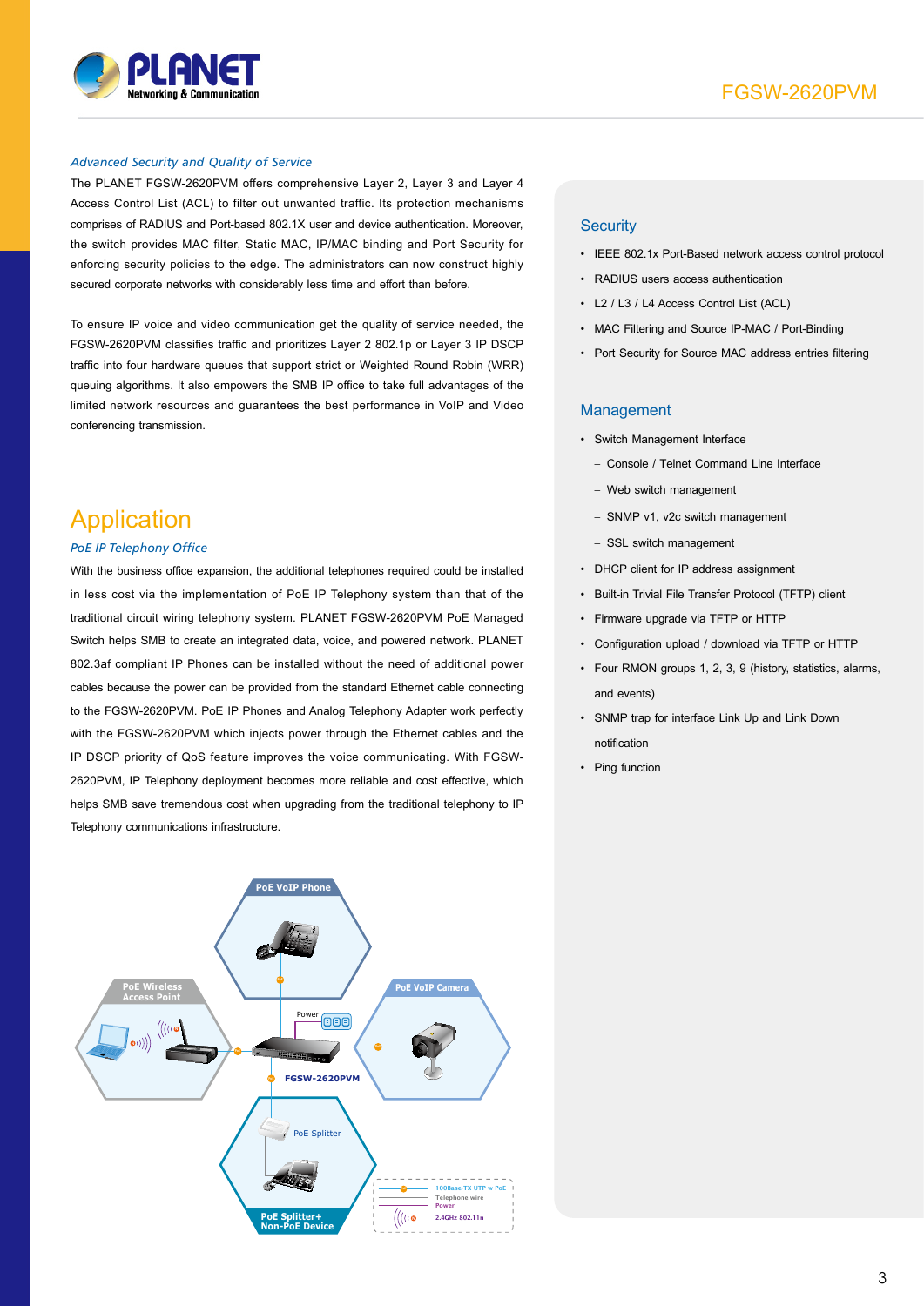*Advanced Security and Quality of Service*

The PLANET FGSW-2620PVM offers comprehensive Layer 2, Layer 3 and Layer 4 Access Control List (ACL) to filter out unwanted traffic. Its protection mechanisms comprises of RADIUS and Port-based 802.1X user and device authentication. Moreover, the switch provides MAC filter, Static MAC, IP/MAC binding and Port Security for enforcing security policies to the edge. The administrators can now construct highly secured corporate networks with considerably less time and effort than before.

To ensure IP voice and video communication get the quality of service needed, the FGSW-2620PVM classifies traffic and prioritizes Layer 2 802.1p or Layer 3 IP DSCP traffic into four hardware queues that support strict or Weighted Round Robin (WRR) queuing algorithms. It also empowers the SMB IP office to take full advantages of the limited network resources and guarantees the best performance in VoIP and Video conferencing transmission.

## Application

*PoE IP Telephony Office*

With the business office expansion, the additional telephones required could be installed in less cost via the implementation of PoE IP Telephony system than that of the traditional circuit wiring telephony system. PLANET FGSW-2620PVM PoE Managed Switch helps SMB to create an integrated data, voice, and powered network. PLANET 802.3af compliant IP Phones can be installed without the need of additional power cables because the power can be provided from the standard Ethernet cable connecting to the FGSW-2620PVM. PoE IP Phones and Analog Telephony Adapter work perfectly with the FGSW-2620PVM which injects power through the Ethernet cables and the IP DSCP priority of QoS feature improves the voice communicating. With FGSW-2620PVM, IP Telephony deployment becomes more reliable and cost effective, which helps SMB save tremendous cost when upgrading from the traditional telephony to IP Telephony communications infrastructure.

## Security

- IEEE 802.1x Port-Based network access control protocol
- RADIUS users access authentication
- L2 / L3 / L4 Access Control List (ACL)
- MAC Filtering and Source IP-MAC / Port-Binding
- Port Security for Source MAC address entries filtering

## Management

- Switch Management Interface
  - Console / Telnet Command Line Interface
  - Web switch management
  - SNMP v1, v2c switch management
  - SSL switch management
- DHCP client for IP address assignment
- Built-in Trivial File Transfer Protocol (TFTP) client
- Firmware upgrade via TFTP or HTTP
- Configuration upload / download via TFTP or HTTP
- Four RMON groups 1, 2, 3, 9 (history, statistics, alarms, and events)
- SNMP trap for interface Link Up and Link Down notification
- Ping function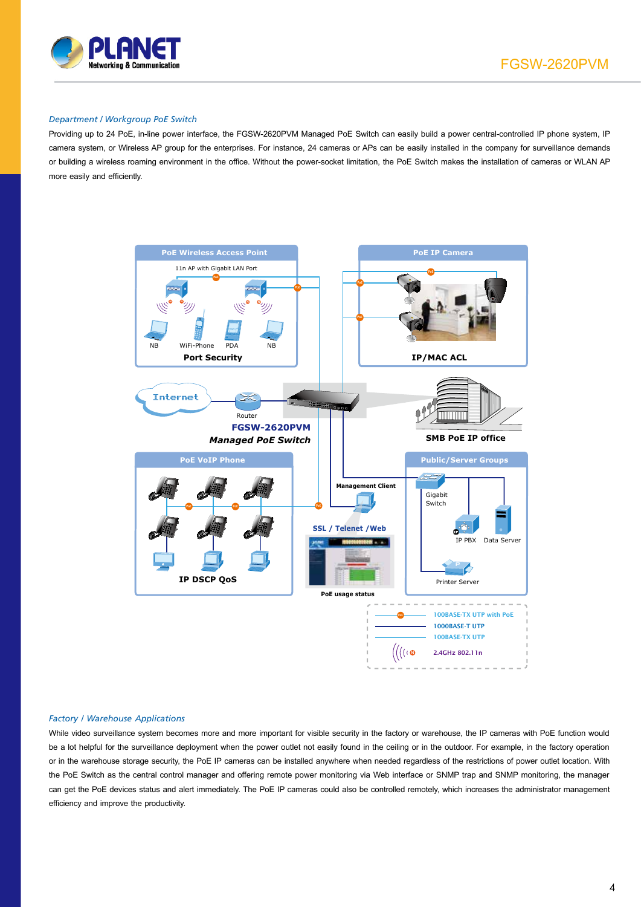## Department / Workgroup PoE Switch

Providing up to 24 PoE, in-line power interface, the FGSW-2620PVM Managed PoE Switch can easily build a power central-controlled IP phone system, IP camera system, or Wireless AP group for the enterprises. For instance, 24 cameras or APs can be easily installed in the company for surveillance demands or building a wireless roaming environment in the office. Without the power-socket limitation, the PoE Switch makes the installation of cameras or WLAN AP more easily and efficiently.

## Factory / Warehouse Applications

While video surveillance system becomes more and more important for visible security in the factory or warehouse, the IP cameras with PoE function would be a lot helpful for the surveillance deployment when the power outlet not easily found in the ceiling or in the outdoor. For example, in the factory operation or in the warehouse storage security, the PoE IP cameras can be installed anywhere when needed regardless of the restrictions of power outlet location. With the PoE Switch as the central control manager and offering remote power monitoring via Web interface or SNMP trap and SNMP monitoring, the manager can get the PoE devices status and alert immediately. The PoE IP cameras could also be controlled remotely, which increases the administrator management efficiency and improve the productivity.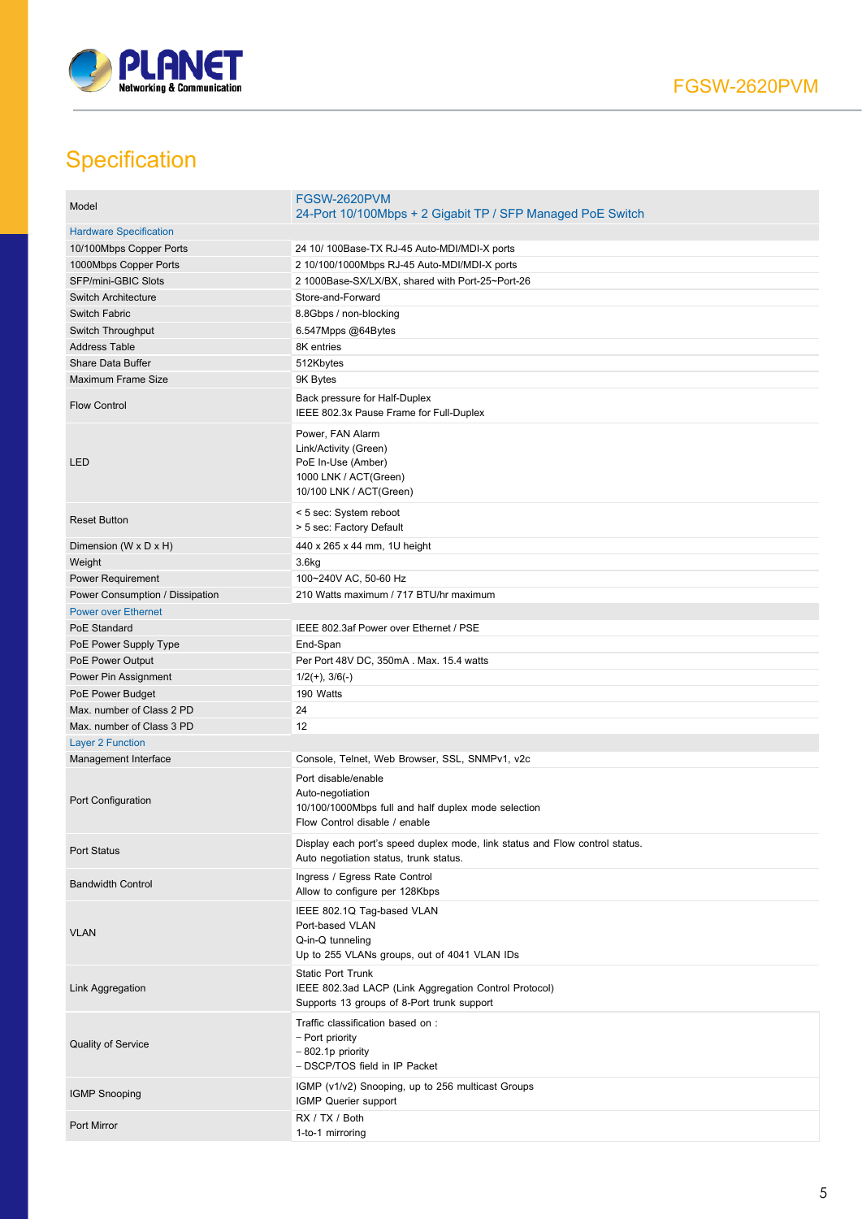## Specification

| Model | FGSW-2620PVM<br>24-Port 10/100Mbps + 2 Gigabit TP / SFP Managed PoE Switch |
|---|---|
| **Hardware Specification** | |
| 10/100Mbps Copper Ports | 24 10/ 100Base-TX RJ-45 Auto-MDI/MDI-X ports |
| 1000Mbps Copper Ports | 2 10/100/1000Mbps RJ-45 Auto-MDI/MDI-X ports |
| SFP/mini-GBIC Slots | 2 1000Base-SX/LX/BX, shared with Port-25~Port-26 |
| Switch Architecture | Store-and-Forward |
| Switch Fabric | 8.8Gbps / non-blocking |
| Switch Throughput | 6.547Mpps @64Bytes |
| Address Table | 8K entries |
| Share Data Buffer | 512Kbytes |
| Maximum Frame Size | 9K Bytes |
| Flow Control | Back pressure for Half-Duplex<br>IEEE 802.3x Pause Frame for Full-Duplex |
| LED | Power, FAN Alarm<br>Link/Activity (Green)<br>PoE In-Use (Amber)<br>1000 LNK / ACT(Green)<br>10/100 LNK / ACT(Green) |
| Reset Button | < 5 sec: System reboot<br>> 5 sec: Factory Default |
| Dimension (W x D x H) | 440 x 265 x 44 mm, 1U height |
| Weight | 3.6kg |
| Power Requirement | 100~240V AC, 50-60 Hz |
| Power Consumption / Dissipation | 210 Watts maximum / 717 BTU/hr maximum |
| **Power over Ethernet** | |
| PoE Standard | IEEE 802.3af Power over Ethernet / PSE |
| PoE Power Supply Type | End-Span |
| PoE Power Output | Per Port 48V DC, 350mA . Max. 15.4 watts |
| Power Pin Assignment | 1/2(+), 3/6(-) |
| PoE Power Budget | 190 Watts |
| Max. number of Class 2 PD | 24 |
| Max. number of Class 3 PD | 12 |
| **Layer 2 Function** | |
| Management Interface | Console, Telnet, Web Browser, SSL, SNMPv1, v2c |
| Port Configuration | Port disable/enable<br>Auto-negotiation<br>10/100/1000Mbps full and half duplex mode selection<br>Flow Control disable / enable |
| Port Status | Display each port's speed duplex mode, link status and Flow control status.<br>Auto negotiation status, trunk status. |
| Bandwidth Control | Ingress / Egress Rate Control<br>Allow to configure per 128Kbps |
| VLAN | IEEE 802.1Q Tag-based VLAN<br>Port-based VLAN<br>Q-in-Q tunneling<br>Up to 255 VLANs groups, out of 4041 VLAN IDs |
| Link Aggregation | Static Port Trunk<br>IEEE 802.3ad LACP (Link Aggregation Control Protocol)<br>Supports 13 groups of 8-Port trunk support |
| Quality of Service | Traffic classification based on :<br>– Port priority<br>– 802.1p priority<br>– DSCP/TOS field in IP Packet |
| IGMP Snooping | IGMP (v1/v2) Snooping, up to 256 multicast Groups<br>IGMP Querier support |
| Port Mirror | RX / TX / Both<br>1-to-1 mirroring |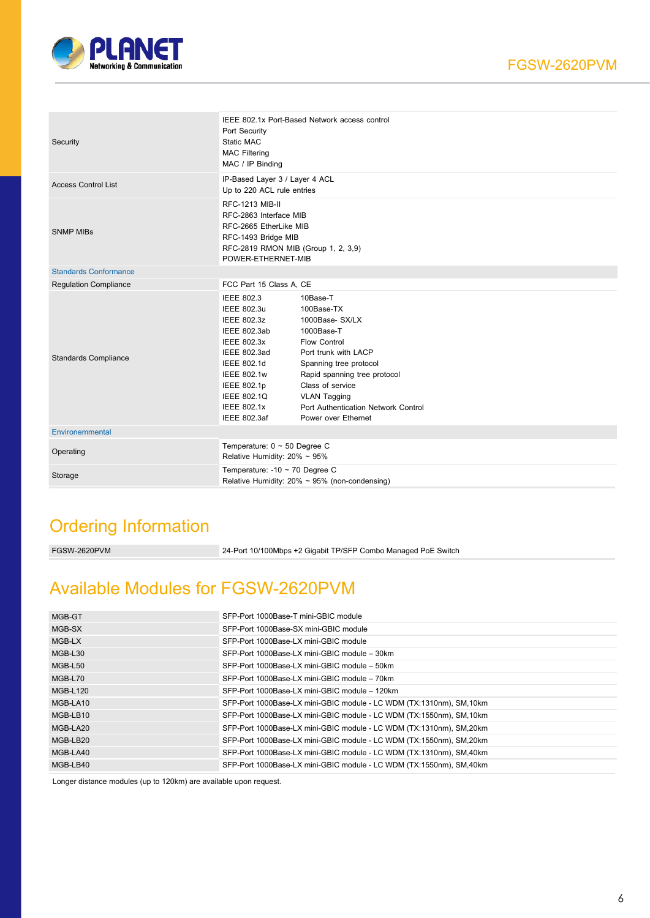| | |
|---|---|
| Security | IEEE 802.1x Port-Based Network access control<br>Port Security<br>Static MAC<br>MAC Filtering<br>MAC / IP Binding |
| Access Control List | IP-Based Layer 3 / Layer 4 ACL<br>Up to 220 ACL rule entries |
| SNMP MIBs | RFC-1213 MIB-II<br>RFC-2863 Interface MIB<br>RFC-2665 EtherLike MIB<br>RFC-1493 Bridge MIB<br>RFC-2819 RMON MIB (Group 1, 2, 3,9)<br>POWER-ETHERNET-MIB |
| **Standards Conformance** | |
| Regulation Compliance | FCC Part 15 Class A, CE |
| Standards Compliance | IEEE 802.3 10Base-T<br>IEEE 802.3u 100Base-TX<br>IEEE 802.3z 1000Base- SX/LX<br>IEEE 802.3ab 1000Base-T<br>IEEE 802.3x Flow Control<br>IEEE 802.3ad Port trunk with LACP<br>IEEE 802.1d Spanning tree protocol<br>IEEE 802.1w Rapid spanning tree protocol<br>IEEE 802.1p Class of service<br>IEEE 802.1Q VLAN Tagging<br>IEEE 802.1x Port Authentication Network Control<br>IEEE 802.3af Power over Ethernet |
| **Environemental** | |
| Operating | Temperature: 0 ~ 50 Degree C<br>Relative Humidity: 20% ~ 95% |
| Storage | Temperature: -10 ~ 70 Degree C<br>Relative Humidity: 20% ~ 95% (non-condensing) |

# Ordering Information

| | |
|---|---|
| FGSW-2620PVM | 24-Port 10/100Mbps +2 Gigabit TP/SFP Combo Managed PoE Switch |

# Available Modules for FGSW-2620PVM

| | |
|---|---|
| MGB-GT | SFP-Port 1000Base-T mini-GBIC module |
| MGB-SX | SFP-Port 1000Base-SX mini-GBIC module |
| MGB-LX | SFP-Port 1000Base-LX mini-GBIC module |
| MGB-L30 | SFP-Port 1000Base-LX mini-GBIC module – 30km |
| MGB-L50 | SFP-Port 1000Base-LX mini-GBIC module – 50km |
| MGB-L70 | SFP-Port 1000Base-LX mini-GBIC module – 70km |
| MGB-L120 | SFP-Port 1000Base-LX mini-GBIC module – 120km |
| MGB-LA10 | SFP-Port 1000Base-LX mini-GBIC module - LC WDM (TX:1310nm), SM,10km |
| MGB-LB10 | SFP-Port 1000Base-LX mini-GBIC module - LC WDM (TX:1550nm), SM,10km |
| MGB-LA20 | SFP-Port 1000Base-LX mini-GBIC module - LC WDM (TX:1310nm), SM,20km |
| MGB-LB20 | SFP-Port 1000Base-LX mini-GBIC module - LC WDM (TX:1550nm), SM,20km |
| MGB-LA40 | SFP-Port 1000Base-LX mini-GBIC module - LC WDM (TX:1310nm), SM,40km |
| MGB-LB40 | SFP-Port 1000Base-LX mini-GBIC module - LC WDM (TX:1550nm), SM,40km |

Longer distance modules (up to 120km) are available upon request.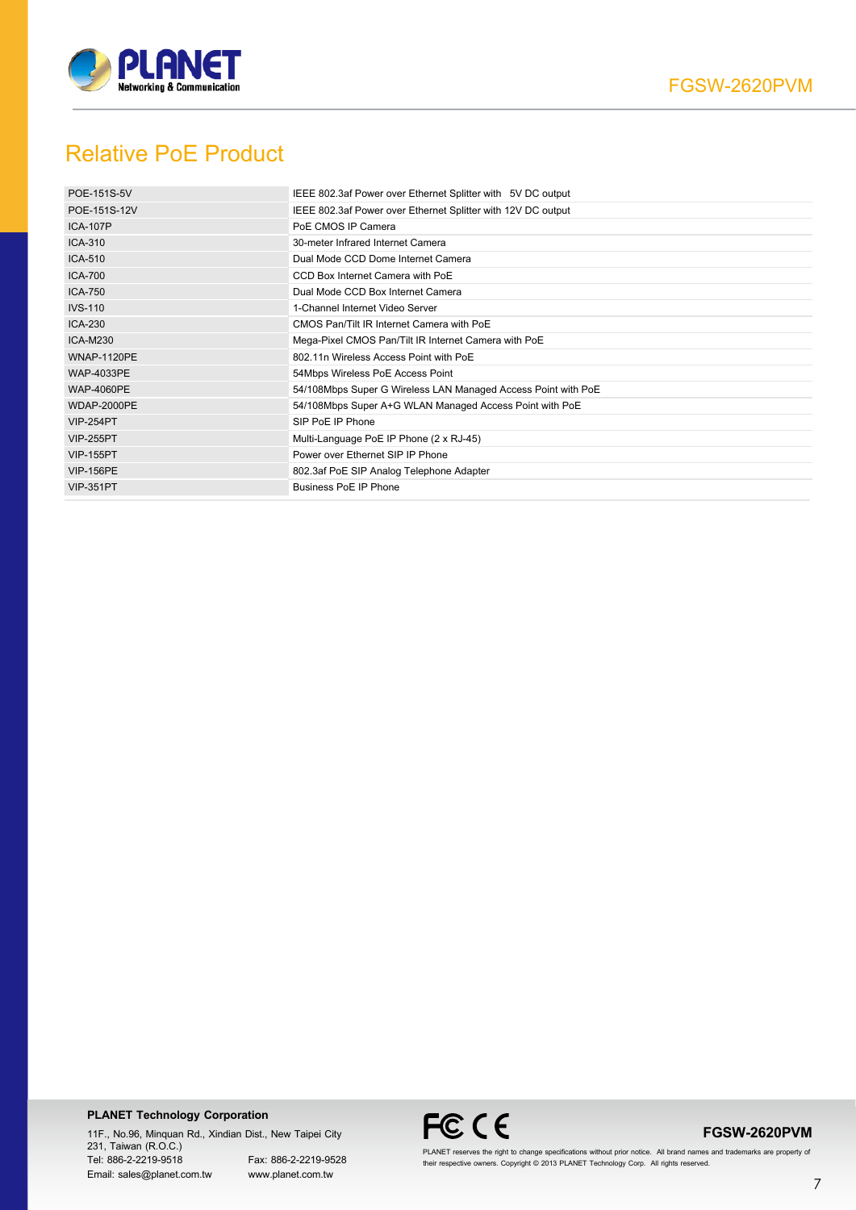## Relative PoE Product

| | |
|---|---|
| POE-151S-5V | IEEE 802.3af Power over Ethernet Splitter with 5V DC output |
| POE-151S-12V | IEEE 802.3af Power over Ethernet Splitter with 12V DC output |
| ICA-107P | PoE CMOS IP Camera |
| ICA-310 | 30-meter Infrared Internet Camera |
| ICA-510 | Dual Mode CCD Dome Internet Camera |
| ICA-700 | CCD Box Internet Camera with PoE |
| ICA-750 | Dual Mode CCD Box Internet Camera |
| IVS-110 | 1-Channel Internet Video Server |
| ICA-230 | CMOS Pan/Tilt IR Internet Camera with PoE |
| ICA-M230 | Mega-Pixel CMOS Pan/Tilt IR Internet Camera with PoE |
| WNAP-1120PE | 802.11n Wireless Access Point with PoE |
| WAP-4033PE | 54Mbps Wireless PoE Access Point |
| WAP-4060PE | 54/108Mbps Super G Wireless LAN Managed Access Point with PoE |
| WDAP-2000PE | 54/108Mbps Super A+G WLAN Managed Access Point with PoE |
| VIP-254PT | SIP PoE IP Phone |
| VIP-255PT | Multi-Language PoE IP Phone (2 x RJ-45) |
| VIP-155PT | Power over Ethernet SIP IP Phone |
| VIP-156PE | 802.3af PoE SIP Analog Telephone Adapter |
| VIP-351PT | Business PoE IP Phone |

**PLANET Technology Corporation**

11F., No.96, Minquan Rd., Xindian Dist., New Taipei City 231, Taiwan (R.O.C.)

Tel: 886-2-2219-9518 Fax: 886-2-2219-9528

Email: sales@planet.com.tw www.planet.com.tw

PLANET reserves the right to change specifications without prior notice. All brand names and trademarks are property of their respective owners. Copyright © 2013 PLANET Technology Corp. All rights reserved.